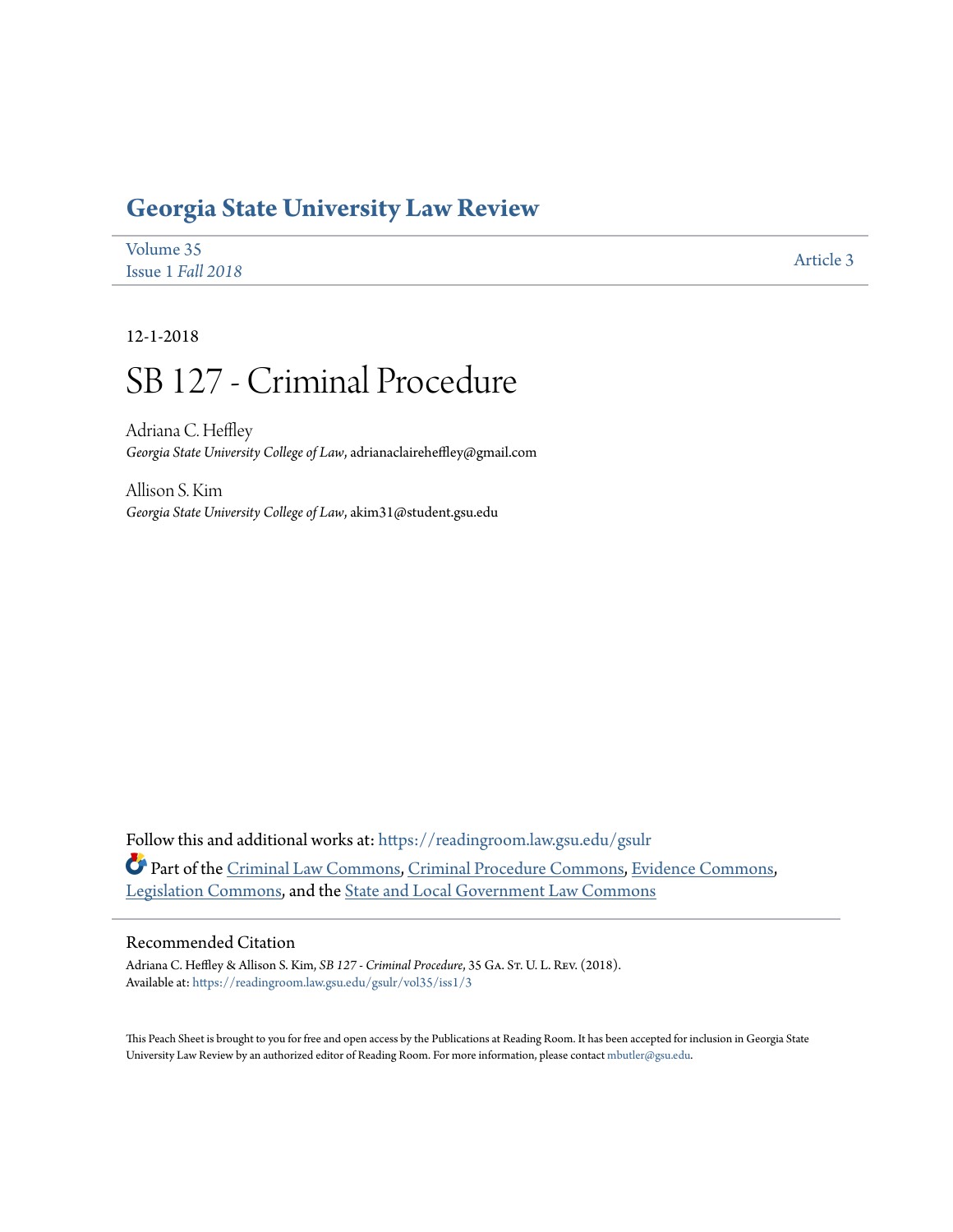# Georgia State University Law Review

Volume 35
Issue 1 *Fall 2018*

Article 3

12-1-2018

# SB 127 - Criminal Procedure

Adriana C. Heffley
*Georgia State University College of Law*, adrianaclaireheffley@gmail.com

Allison S. Kim
*Georgia State University College of Law*, akim31@student.gsu.edu

Follow this and additional works at: https://readingroom.law.gsu.edu/gsulr

Part of the Criminal Law Commons, Criminal Procedure Commons, Evidence Commons, Legislation Commons, and the State and Local Government Law Commons

## Recommended Citation

Adriana C. Heffley & Allison S. Kim, *SB 127 - Criminal Procedure*, 35 Ga. St. U. L. Rev. (2018).
Available at: https://readingroom.law.gsu.edu/gsulr/vol35/iss1/3

This Peach Sheet is brought to you for free and open access by the Publications at Reading Room. It has been accepted for inclusion in Georgia State University Law Review by an authorized editor of Reading Room. For more information, please contact mbutler@gsu.edu.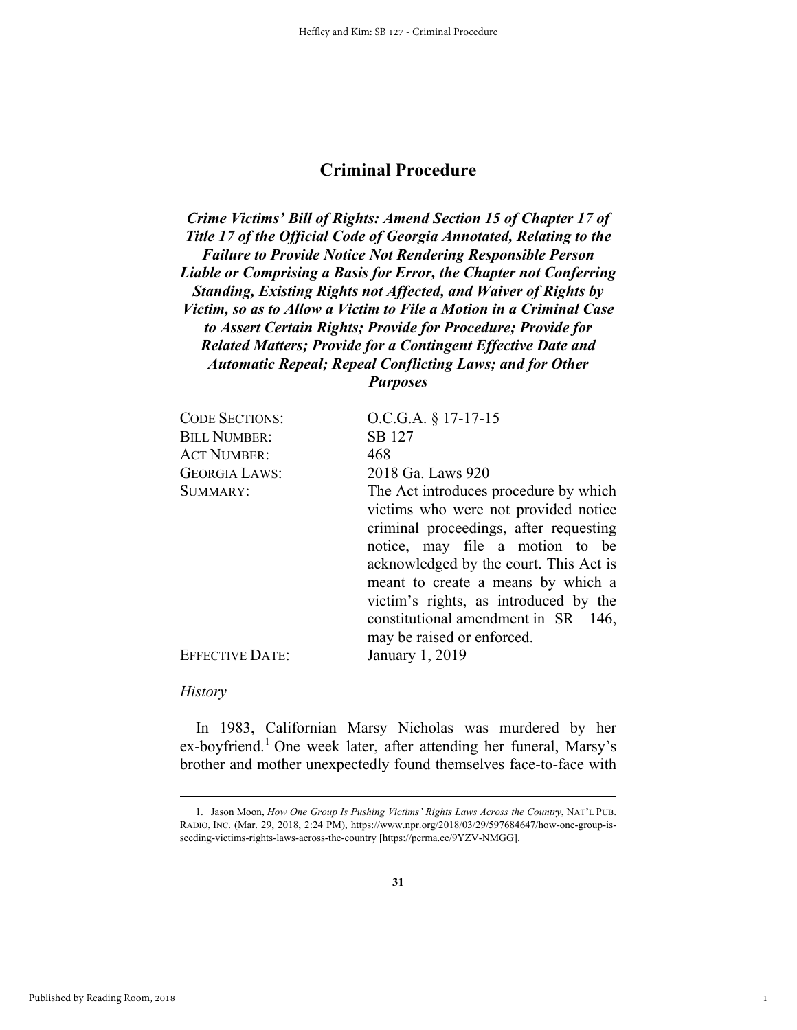# Criminal Procedure

***Crime Victims' Bill of Rights: Amend Section 15 of Chapter 17 of Title 17 of the Official Code of Georgia Annotated, Relating to the Failure to Provide Notice Not Rendering Responsible Person Liable or Comprising a Basis for Error, the Chapter not Conferring Standing, Existing Rights not Affected, and Waiver of Rights by Victim, so as to Allow a Victim to File a Motion in a Criminal Case to Assert Certain Rights; Provide for Procedure; Provide for Related Matters; Provide for a Contingent Effective Date and Automatic Repeal; Repeal Conflicting Laws; and for Other Purposes***

| | |
|---|---|
| CODE SECTIONS: | O.C.G.A. § 17-17-15 |
| BILL NUMBER: | SB 127 |
| ACT NUMBER: | 468 |
| GEORGIA LAWS: | 2018 Ga. Laws 920 |
| SUMMARY: | The Act introduces procedure by which victims who were not provided notice criminal proceedings, after requesting notice, may file a motion to be acknowledged by the court. This Act is meant to create a means by which a victim's rights, as introduced by the constitutional amendment in SR 146, may be raised or enforced. |
| EFFECTIVE DATE: | January 1, 2019 |

*History*

In 1983, Californian Marsy Nicholas was murdered by her ex-boyfriend.[1] One week later, after attending her funeral, Marsy's brother and mother unexpectedly found themselves face-to-face with

1. Jason Moon, *How One Group Is Pushing Victims' Rights Laws Across the Country*, NAT'L PUB. RADIO, INC. (Mar. 29, 2018, 2:24 PM), https://www.npr.org/2018/03/29/597684647/how-one-group-is-seeding-victims-rights-laws-across-the-country [https://perma.cc/9YZV-NMGG].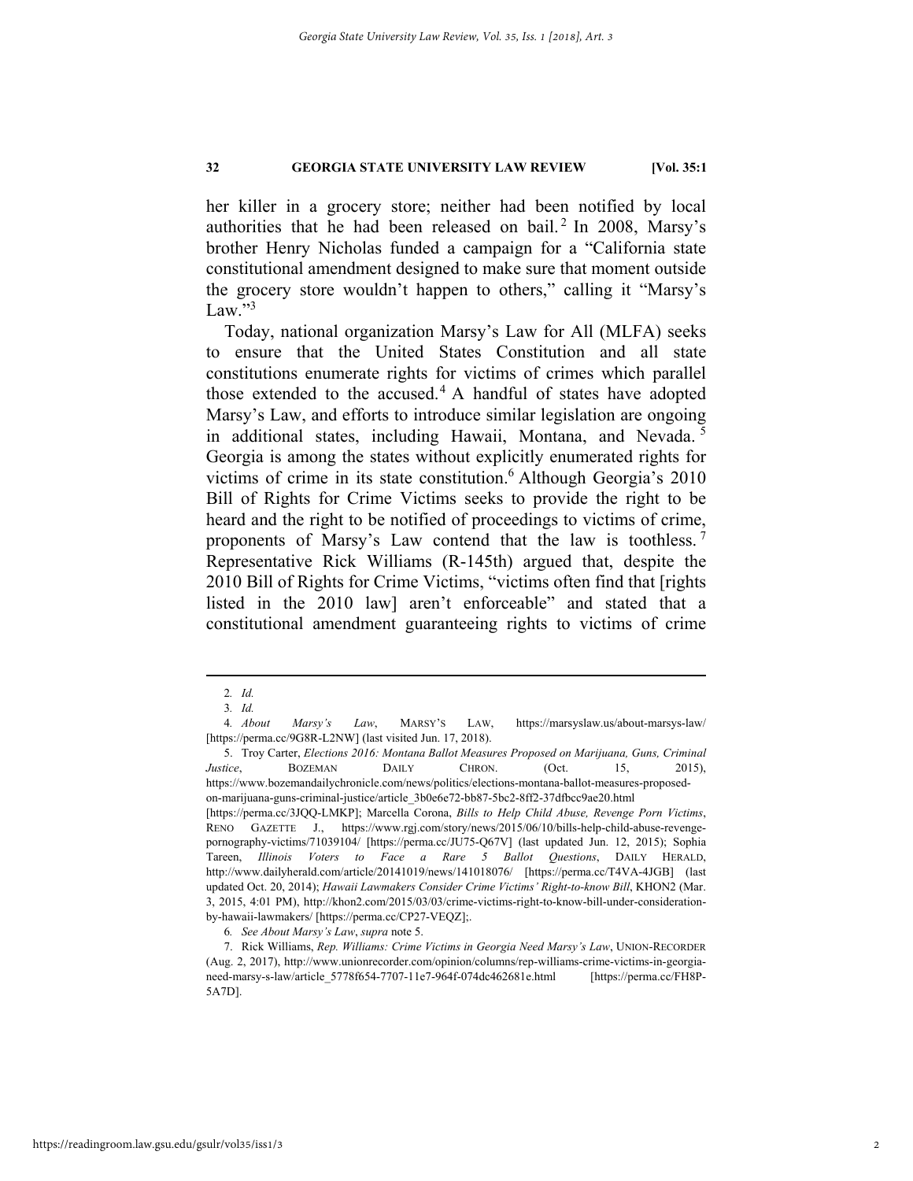her killer in a grocery store; neither had been notified by local authorities that he had been released on bail.[2] In 2008, Marsy's brother Henry Nicholas funded a campaign for a "California state constitutional amendment designed to make sure that moment outside the grocery store wouldn't happen to others," calling it "Marsy's Law."[3]

Today, national organization Marsy's Law for All (MLFA) seeks to ensure that the United States Constitution and all state constitutions enumerate rights for victims of crimes which parallel those extended to the accused.[4] A handful of states have adopted Marsy's Law, and efforts to introduce similar legislation are ongoing in additional states, including Hawaii, Montana, and Nevada.[5] Georgia is among the states without explicitly enumerated rights for victims of crime in its state constitution.[6] Although Georgia's 2010 Bill of Rights for Crime Victims seeks to provide the right to be heard and the right to be notified of proceedings to victims of crime, proponents of Marsy's Law contend that the law is toothless.[7] Representative Rick Williams (R-145th) argued that, despite the 2010 Bill of Rights for Crime Victims, "victims often find that [rights listed in the 2010 law] aren't enforceable" and stated that a constitutional amendment guaranteeing rights to victims of crime

---

2. *Id.*

3. *Id.*

4. *About Marsy's Law*, MARSY'S LAW, https://marsyslaw.us/about-marsys-law/ [https://perma.cc/9G8R-L2NW] (last visited Jun. 17, 2018).

5. Troy Carter, *Elections 2016: Montana Ballot Measures Proposed on Marijuana, Guns, Criminal Justice*, BOZEMAN DAILY CHRON. (Oct. 15, 2015), https://www.bozemandailychronicle.com/news/politics/elections-montana-ballot-measures-proposed-on-marijuana-guns-criminal-justice/article_3b0e6e72-bb87-5bc2-8ff2-37dfbcc9ae20.html [https://perma.cc/3JQQ-LMKP]; Marcella Corona, *Bills to Help Child Abuse, Revenge Porn Victims*, RENO GAZETTE J., https://www.rgj.com/story/news/2015/06/10/bills-help-child-abuse-revenge-pornography-victims/71039104/ [https://perma.cc/JU75-Q67V] (last updated Jun. 12, 2015); Sophia Tareen, *Illinois Voters to Face a Rare 5 Ballot Questions*, DAILY HERALD, http://www.dailyherald.com/article/20141019/news/141018076/ [https://perma.cc/T4VA-4JGB] (last updated Oct. 20, 2014); *Hawaii Lawmakers Consider Crime Victims' Right-to-know Bill*, KHON2 (Mar. 3, 2015, 4:01 PM), http://khon2.com/2015/03/03/crime-victims-right-to-know-bill-under-consideration-by-hawaii-lawmakers/ [https://perma.cc/CP27-VEQZ];.

6. *See About Marsy's Law*, *supra* note 5.

7. Rick Williams, *Rep. Williams: Crime Victims in Georgia Need Marsy's Law*, UNION-RECORDER (Aug. 2, 2017), http://www.unionrecorder.com/opinion/columns/rep-williams-crime-victims-in-georgia-need-marsy-s-law/article_5778f654-7707-11e7-964f-074dc462681e.html [https://perma.cc/FH8P-5A7D].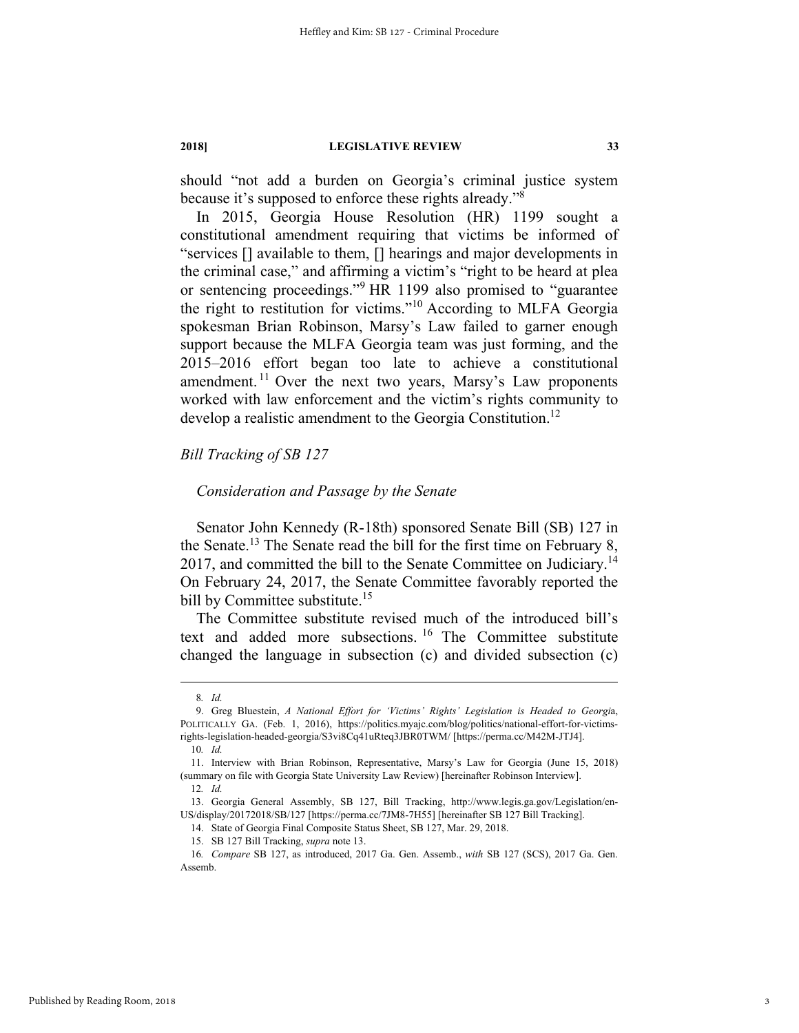should "not add a burden on Georgia's criminal justice system because it's supposed to enforce these rights already."[8]

In 2015, Georgia House Resolution (HR) 1199 sought a constitutional amendment requiring that victims be informed of "services [] available to them, [] hearings and major developments in the criminal case," and affirming a victim's "right to be heard at plea or sentencing proceedings."[9] HR 1199 also promised to "guarantee the right to restitution for victims."[10] According to MLFA Georgia spokesman Brian Robinson, Marsy's Law failed to garner enough support because the MLFA Georgia team was just forming, and the 2015–2016 effort began too late to achieve a constitutional amendment.[11] Over the next two years, Marsy's Law proponents worked with law enforcement and the victim's rights community to develop a realistic amendment to the Georgia Constitution.[12]

## *Bill Tracking of SB 127*

### *Consideration and Passage by the Senate*

Senator John Kennedy (R-18th) sponsored Senate Bill (SB) 127 in the Senate.[13] The Senate read the bill for the first time on February 8, 2017, and committed the bill to the Senate Committee on Judiciary.[14] On February 24, 2017, the Senate Committee favorably reported the bill by Committee substitute.[15]

The Committee substitute revised much of the introduced bill's text and added more subsections.[16] The Committee substitute changed the language in subsection (c) and divided subsection (c)

---

8. *Id.*

9. Greg Bluestein, *A National Effort for 'Victims' Rights' Legislation is Headed to Georgia*, POLITICALLY GA. (Feb. 1, 2016), https://politics.myajc.com/blog/politics/national-effort-for-victims-rights-legislation-headed-georgia/S3vi8Cq41uRteq3JBR0TWM/ [https://perma.cc/M42M-JTJ4].

10. *Id.*

11. Interview with Brian Robinson, Representative, Marsy's Law for Georgia (June 15, 2018) (summary on file with Georgia State University Law Review) [hereinafter Robinson Interview].

12. *Id.*

13. Georgia General Assembly, SB 127, Bill Tracking, http://www.legis.ga.gov/Legislation/en-US/display/20172018/SB/127 [https://perma.cc/7JM8-7H55] [hereinafter SB 127 Bill Tracking].

14. State of Georgia Final Composite Status Sheet, SB 127, Mar. 29, 2018.

15. SB 127 Bill Tracking, *supra* note 13.

16. *Compare* SB 127, as introduced, 2017 Ga. Gen. Assemb., *with* SB 127 (SCS), 2017 Ga. Gen. Assemb.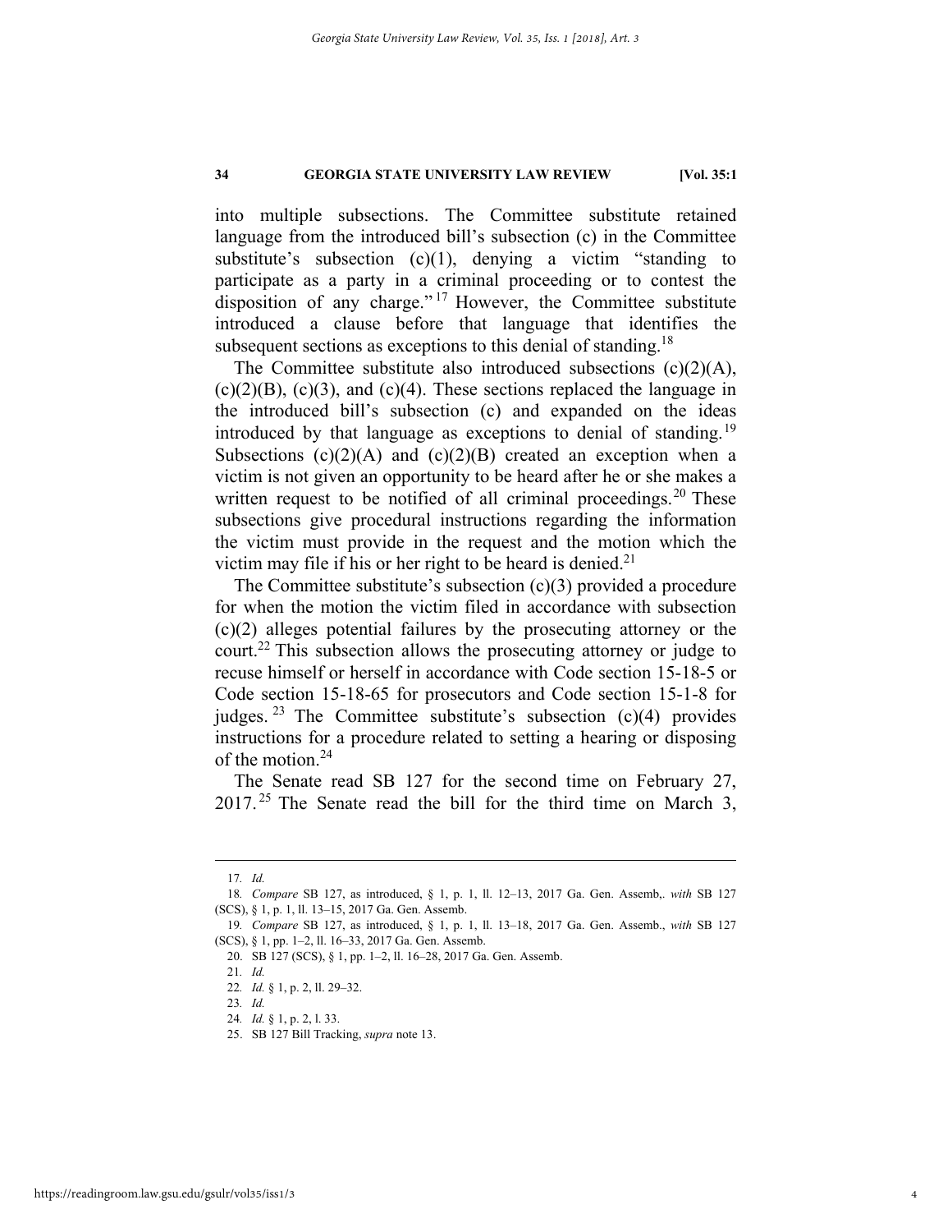into multiple subsections. The Committee substitute retained language from the introduced bill's subsection (c) in the Committee substitute's subsection (c)(1), denying a victim "standing to participate as a party in a criminal proceeding or to contest the disposition of any charge."[17] However, the Committee substitute introduced a clause before that language that identifies the subsequent sections as exceptions to this denial of standing.[18]

The Committee substitute also introduced subsections (c)(2)(A), (c)(2)(B), (c)(3), and (c)(4). These sections replaced the language in the introduced bill's subsection (c) and expanded on the ideas introduced by that language as exceptions to denial of standing.[19] Subsections (c)(2)(A) and (c)(2)(B) created an exception when a victim is not given an opportunity to be heard after he or she makes a written request to be notified of all criminal proceedings.[20] These subsections give procedural instructions regarding the information the victim must provide in the request and the motion which the victim may file if his or her right to be heard is denied.[21]

The Committee substitute's subsection (c)(3) provided a procedure for when the motion the victim filed in accordance with subsection (c)(2) alleges potential failures by the prosecuting attorney or the court.[22] This subsection allows the prosecuting attorney or judge to recuse himself or herself in accordance with Code section 15-18-5 or Code section 15-18-65 for prosecutors and Code section 15-1-8 for judges.[23] The Committee substitute's subsection (c)(4) provides instructions for a procedure related to setting a hearing or disposing of the motion.[24]

The Senate read SB 127 for the second time on February 27, 2017.[25] The Senate read the bill for the third time on March 3,

---

17. *Id.*

18. *Compare* SB 127, as introduced, § 1, p. 1, ll. 12–13, 2017 Ga. Gen. Assemb,. *with* SB 127 (SCS), § 1, p. 1, ll. 13–15, 2017 Ga. Gen. Assemb.

19. *Compare* SB 127, as introduced, § 1, p. 1, ll. 13–18, 2017 Ga. Gen. Assemb., *with* SB 127 (SCS), § 1, pp. 1–2, ll. 16–33, 2017 Ga. Gen. Assemb.

20. SB 127 (SCS), § 1, pp. 1–2, ll. 16–28, 2017 Ga. Gen. Assemb.

21. *Id.*

22. *Id.* § 1, p. 2, ll. 29–32.

23. *Id.*

24. *Id.* § 1, p. 2, l. 33.

25. SB 127 Bill Tracking, *supra* note 13.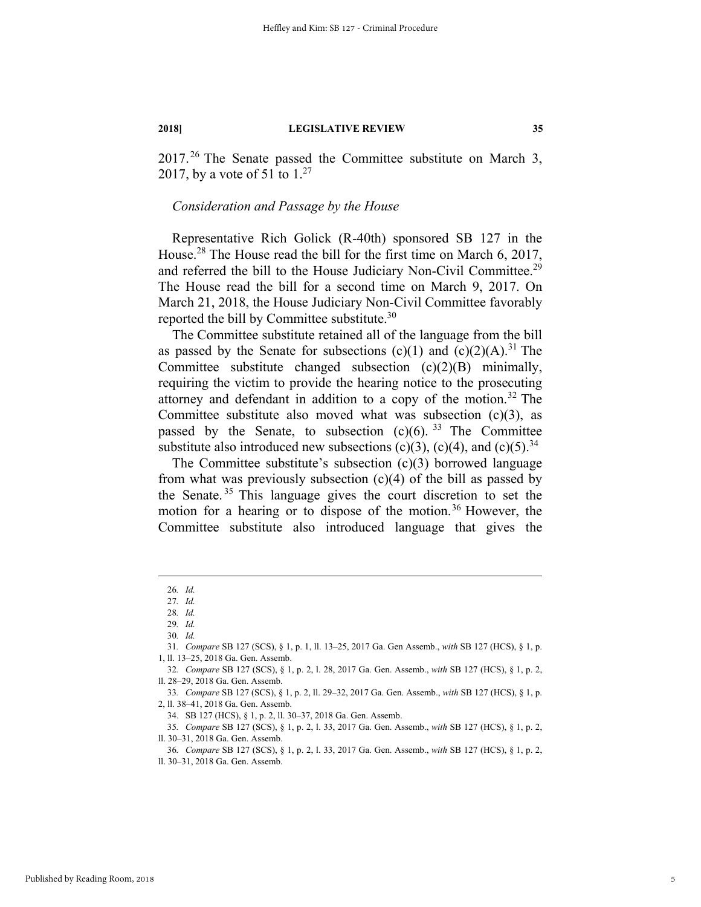2017.[26] The Senate passed the Committee substitute on March 3, 2017, by a vote of 51 to 1.[27]

*Consideration and Passage by the House*

Representative Rich Golick (R-40th) sponsored SB 127 in the House.[28] The House read the bill for the first time on March 6, 2017, and referred the bill to the House Judiciary Non-Civil Committee.[29] The House read the bill for a second time on March 9, 2017. On March 21, 2018, the House Judiciary Non-Civil Committee favorably reported the bill by Committee substitute.[30]

The Committee substitute retained all of the language from the bill as passed by the Senate for subsections (c)(1) and (c)(2)(A).[31] The Committee substitute changed subsection (c)(2)(B) minimally, requiring the victim to provide the hearing notice to the prosecuting attorney and defendant in addition to a copy of the motion.[32] The Committee substitute also moved what was subsection (c)(3), as passed by the Senate, to subsection (c)(6).[33] The Committee substitute also introduced new subsections (c)(3), (c)(4), and (c)(5).[34]

The Committee substitute's subsection (c)(3) borrowed language from what was previously subsection (c)(4) of the bill as passed by the Senate.[35] This language gives the court discretion to set the motion for a hearing or to dispose of the motion.[36] However, the Committee substitute also introduced language that gives the

---

26. *Id.*
27. *Id.*
28. *Id.*
29. *Id.*
30. *Id.*
31. *Compare* SB 127 (SCS), § 1, p. 1, ll. 13–25, 2017 Ga. Gen Assemb., *with* SB 127 (HCS), § 1, p. 1, ll. 13–25, 2018 Ga. Gen. Assemb.
32. *Compare* SB 127 (SCS), § 1, p. 2, l. 28, 2017 Ga. Gen. Assemb., *with* SB 127 (HCS), § 1, p. 2, ll. 28–29, 2018 Ga. Gen. Assemb.
33. *Compare* SB 127 (SCS), § 1, p. 2, ll. 29–32, 2017 Ga. Gen. Assemb., *with* SB 127 (HCS), § 1, p. 2, ll. 38–41, 2018 Ga. Gen. Assemb.
34. SB 127 (HCS), § 1, p. 2, ll. 30–37, 2018 Ga. Gen. Assemb.
35. *Compare* SB 127 (SCS), § 1, p. 2, l. 33, 2017 Ga. Gen. Assemb., *with* SB 127 (HCS), § 1, p. 2, ll. 30–31, 2018 Ga. Gen. Assemb.
36. *Compare* SB 127 (SCS), § 1, p. 2, l. 33, 2017 Ga. Gen. Assemb., *with* SB 127 (HCS), § 1, p. 2, ll. 30–31, 2018 Ga. Gen. Assemb.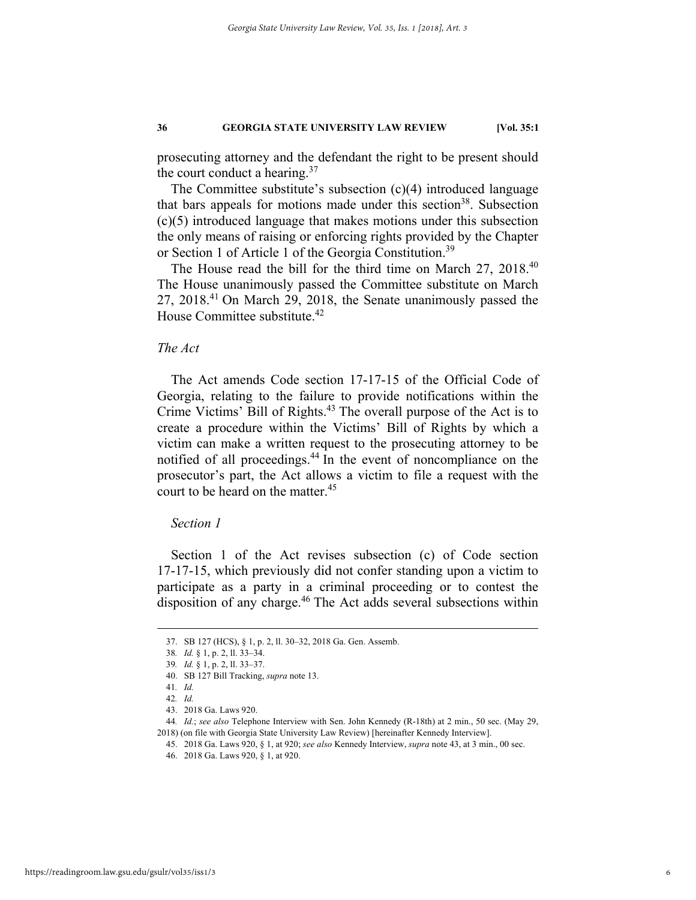prosecuting attorney and the defendant the right to be present should the court conduct a hearing.[37]

The Committee substitute's subsection (c)(4) introduced language that bars appeals for motions made under this section[38]. Subsection (c)(5) introduced language that makes motions under this subsection the only means of raising or enforcing rights provided by the Chapter or Section 1 of Article 1 of the Georgia Constitution.[39]

The House read the bill for the third time on March 27, 2018.[40] The House unanimously passed the Committee substitute on March 27, 2018.[41] On March 29, 2018, the Senate unanimously passed the House Committee substitute.[42]

### *The Act*

The Act amends Code section 17-17-15 of the Official Code of Georgia, relating to the failure to provide notifications within the Crime Victims' Bill of Rights.[43] The overall purpose of the Act is to create a procedure within the Victims' Bill of Rights by which a victim can make a written request to the prosecuting attorney to be notified of all proceedings.[44] In the event of noncompliance on the prosecutor's part, the Act allows a victim to file a request with the court to be heard on the matter.[45]

#### *Section 1*

Section 1 of the Act revises subsection (c) of Code section 17-17-15, which previously did not confer standing upon a victim to participate as a party in a criminal proceeding or to contest the disposition of any charge.[46] The Act adds several subsections within

---

37. SB 127 (HCS), § 1, p. 2, ll. 30–32, 2018 Ga. Gen. Assemb.

38. *Id.* § 1, p. 2, ll. 33–34.

39. *Id.* § 1, p. 2, ll. 33–37.

40. SB 127 Bill Tracking, *supra* note 13.

41. *Id.*

42. *Id.*

43. 2018 Ga. Laws 920.

44. *Id.*; *see also* Telephone Interview with Sen. John Kennedy (R-18th) at 2 min., 50 sec. (May 29, 2018) (on file with Georgia State University Law Review) [hereinafter Kennedy Interview].

45. 2018 Ga. Laws 920, § 1, at 920; *see also* Kennedy Interview, *supra* note 43, at 3 min., 00 sec.

46. 2018 Ga. Laws 920, § 1, at 920.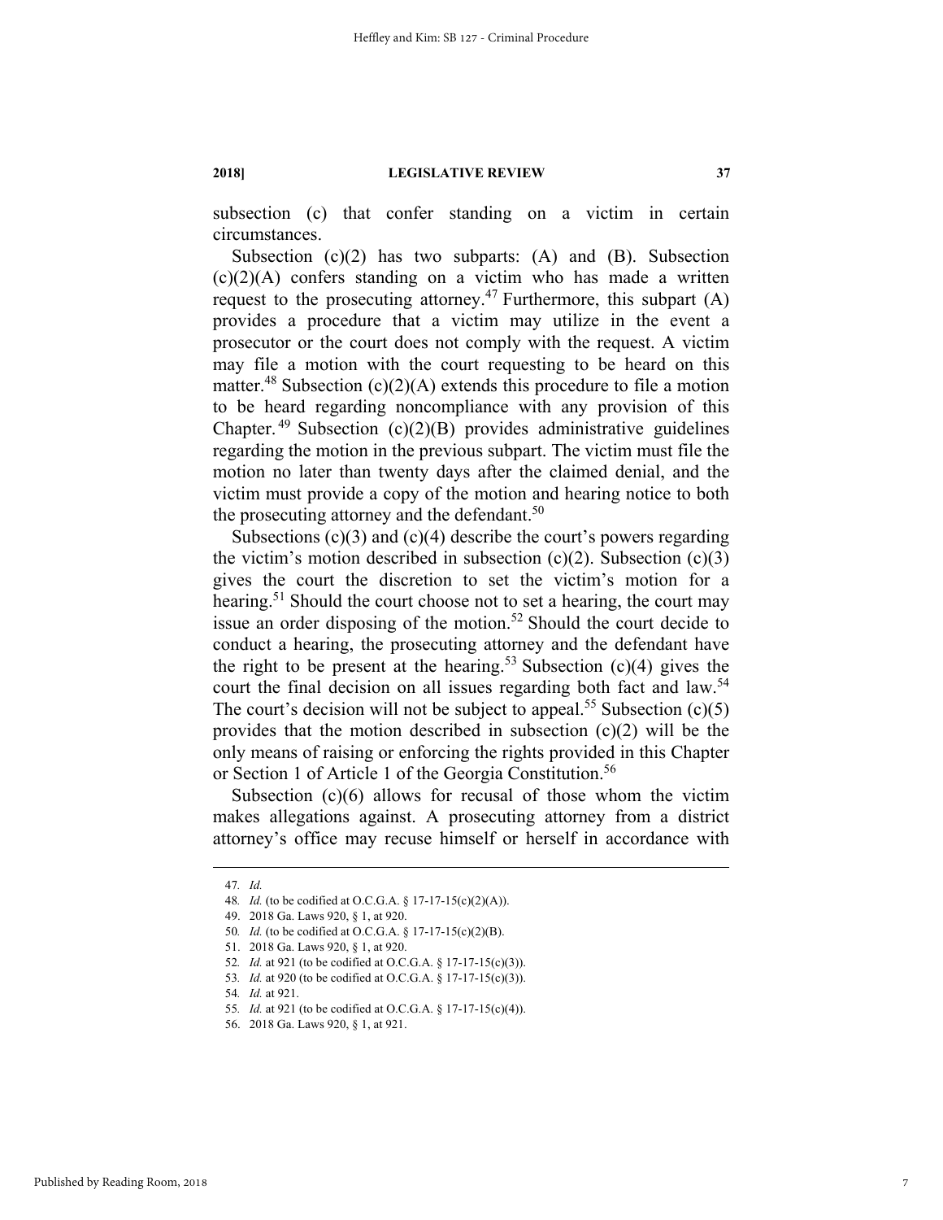subsection (c) that confer standing on a victim in certain circumstances.

Subsection (c)(2) has two subparts: (A) and (B). Subsection (c)(2)(A) confers standing on a victim who has made a written request to the prosecuting attorney.[47] Furthermore, this subpart (A) provides a procedure that a victim may utilize in the event a prosecutor or the court does not comply with the request. A victim may file a motion with the court requesting to be heard on this matter.[48] Subsection (c)(2)(A) extends this procedure to file a motion to be heard regarding noncompliance with any provision of this Chapter.[49] Subsection (c)(2)(B) provides administrative guidelines regarding the motion in the previous subpart. The victim must file the motion no later than twenty days after the claimed denial, and the victim must provide a copy of the motion and hearing notice to both the prosecuting attorney and the defendant.[50]

Subsections (c)(3) and (c)(4) describe the court's powers regarding the victim's motion described in subsection (c)(2). Subsection (c)(3) gives the court the discretion to set the victim's motion for a hearing.[51] Should the court choose not to set a hearing, the court may issue an order disposing of the motion.[52] Should the court decide to conduct a hearing, the prosecuting attorney and the defendant have the right to be present at the hearing.[53] Subsection (c)(4) gives the court the final decision on all issues regarding both fact and law.[54] The court's decision will not be subject to appeal.[55] Subsection (c)(5) provides that the motion described in subsection (c)(2) will be the only means of raising or enforcing the rights provided in this Chapter or Section 1 of Article 1 of the Georgia Constitution.[56]

Subsection (c)(6) allows for recusal of those whom the victim makes allegations against. A prosecuting attorney from a district attorney's office may recuse himself or herself in accordance with

---

47. *Id.*
48. *Id.* (to be codified at O.C.G.A. § 17-17-15(c)(2)(A)).
49. 2018 Ga. Laws 920, § 1, at 920.
50. *Id.* (to be codified at O.C.G.A. § 17-17-15(c)(2)(B).
51. 2018 Ga. Laws 920, § 1, at 920.
52. *Id.* at 921 (to be codified at O.C.G.A. § 17-17-15(c)(3)).
53. *Id.* at 920 (to be codified at O.C.G.A. § 17-17-15(c)(3)).
54. *Id.* at 921.
55. *Id.* at 921 (to be codified at O.C.G.A. § 17-17-15(c)(4)).
56. 2018 Ga. Laws 920, § 1, at 921.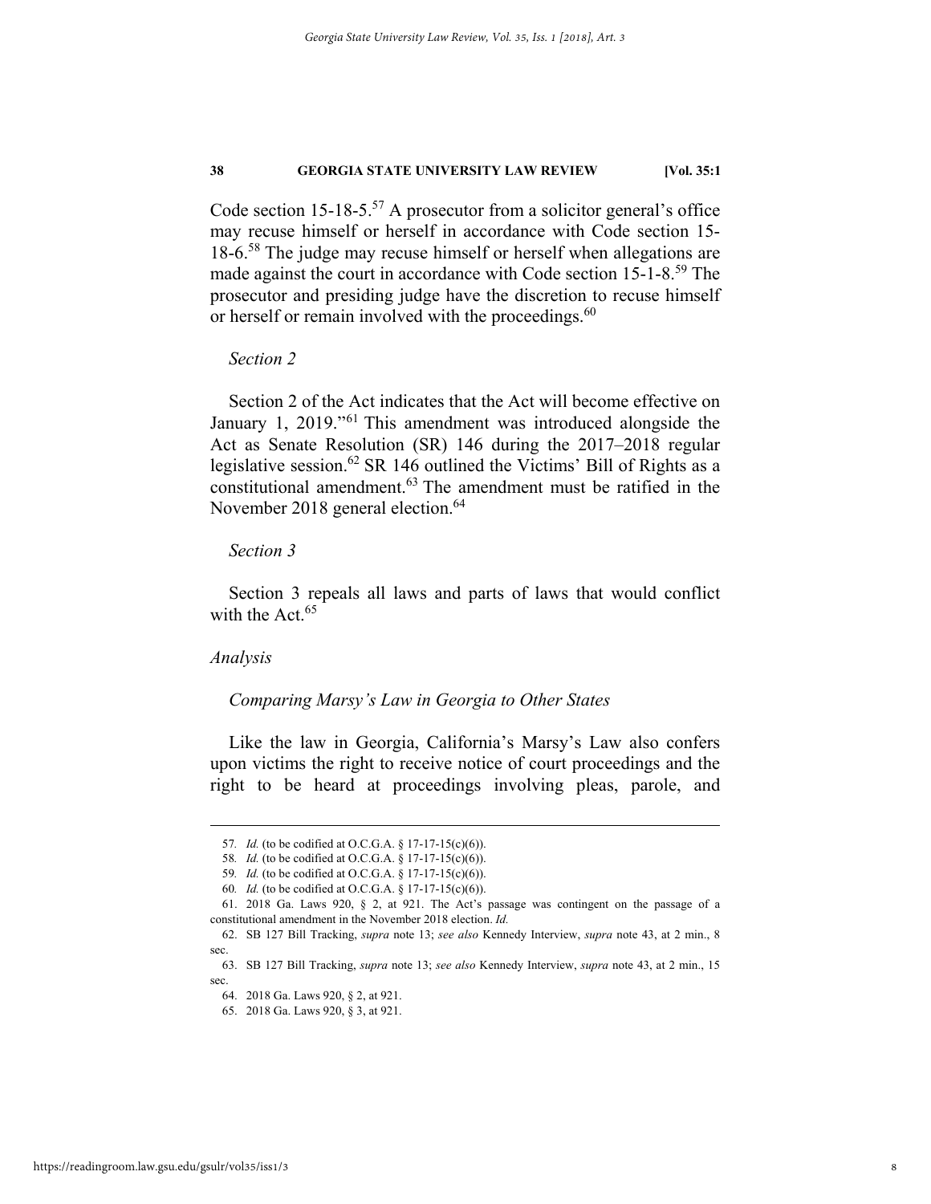Code section 15-18-5.[57] A prosecutor from a solicitor general's office may recuse himself or herself in accordance with Code section 15-18-6.[58] The judge may recuse himself or herself when allegations are made against the court in accordance with Code section 15-1-8.[59] The prosecutor and presiding judge have the discretion to recuse himself or herself or remain involved with the proceedings.[60]

*Section 2*

Section 2 of the Act indicates that the Act will become effective on January 1, 2019."[61] This amendment was introduced alongside the Act as Senate Resolution (SR) 146 during the 2017–2018 regular legislative session.[62] SR 146 outlined the Victims' Bill of Rights as a constitutional amendment.[63] The amendment must be ratified in the November 2018 general election.[64]

*Section 3*

Section 3 repeals all laws and parts of laws that would conflict with the Act.[65]

*Analysis*

*Comparing Marsy's Law in Georgia to Other States*

Like the law in Georgia, California's Marsy's Law also confers upon victims the right to receive notice of court proceedings and the right to be heard at proceedings involving pleas, parole, and

---

57. *Id.* (to be codified at O.C.G.A. § 17-17-15(c)(6)).

58. *Id.* (to be codified at O.C.G.A. § 17-17-15(c)(6)).

59. *Id.* (to be codified at O.C.G.A. § 17-17-15(c)(6)).

60. *Id.* (to be codified at O.C.G.A. § 17-17-15(c)(6)).

61. 2018 Ga. Laws 920, § 2, at 921. The Act's passage was contingent on the passage of a constitutional amendment in the November 2018 election. *Id.*

62. SB 127 Bill Tracking, *supra* note 13; *see also* Kennedy Interview, *supra* note 43, at 2 min., 8 sec.

63. SB 127 Bill Tracking, *supra* note 13; *see also* Kennedy Interview, *supra* note 43, at 2 min., 15 sec.

64. 2018 Ga. Laws 920, § 2, at 921.

65. 2018 Ga. Laws 920, § 3, at 921.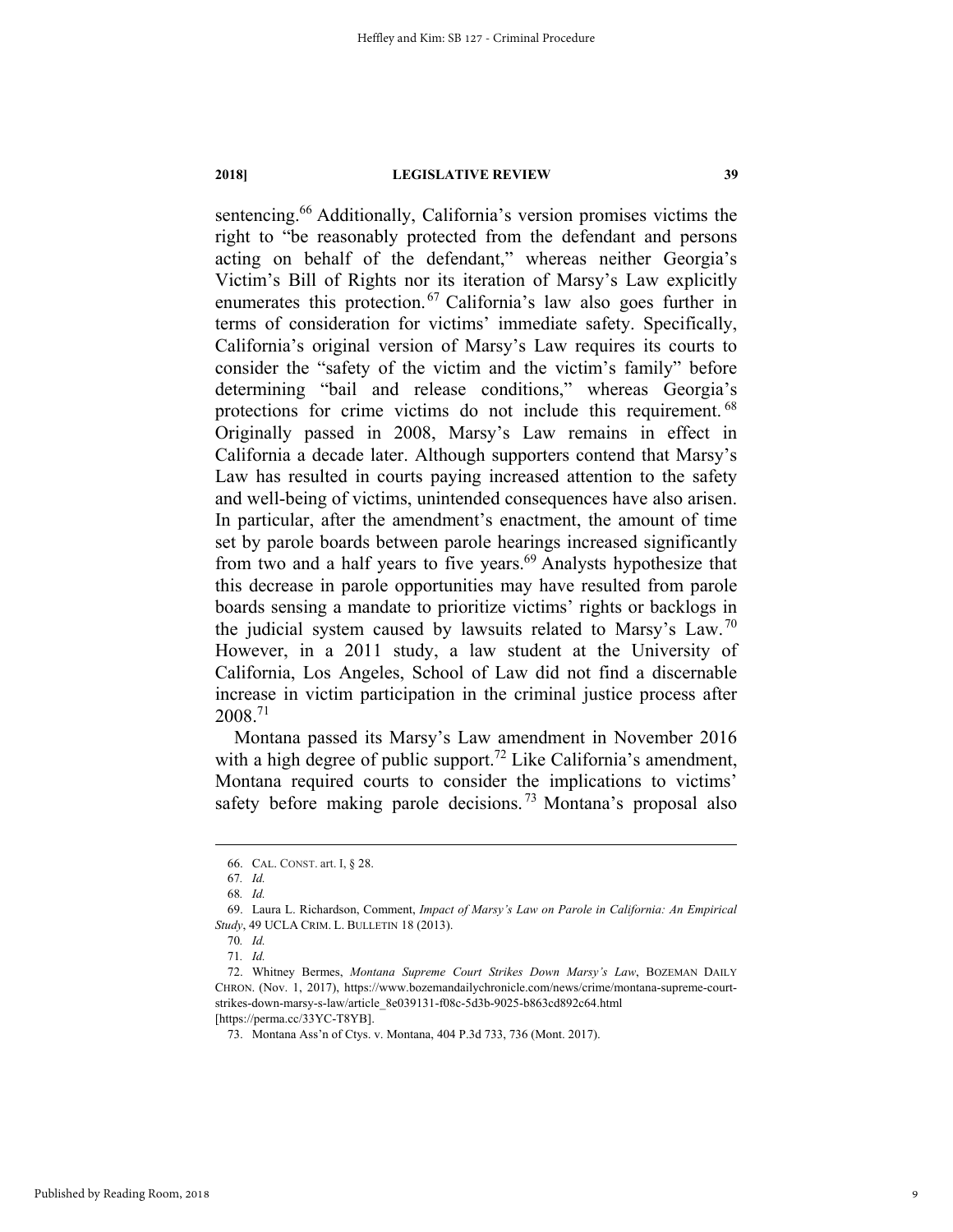sentencing.[66] Additionally, California's version promises victims the right to "be reasonably protected from the defendant and persons acting on behalf of the defendant," whereas neither Georgia's Victim's Bill of Rights nor its iteration of Marsy's Law explicitly enumerates this protection.[67] California's law also goes further in terms of consideration for victims' immediate safety. Specifically, California's original version of Marsy's Law requires its courts to consider the "safety of the victim and the victim's family" before determining "bail and release conditions," whereas Georgia's protections for crime victims do not include this requirement.[68] Originally passed in 2008, Marsy's Law remains in effect in California a decade later. Although supporters contend that Marsy's Law has resulted in courts paying increased attention to the safety and well-being of victims, unintended consequences have also arisen. In particular, after the amendment's enactment, the amount of time set by parole boards between parole hearings increased significantly from two and a half years to five years.[69] Analysts hypothesize that this decrease in parole opportunities may have resulted from parole boards sensing a mandate to prioritize victims' rights or backlogs in the judicial system caused by lawsuits related to Marsy's Law.[70] However, in a 2011 study, a law student at the University of California, Los Angeles, School of Law did not find a discernable increase in victim participation in the criminal justice process after 2008.[71]

Montana passed its Marsy's Law amendment in November 2016 with a high degree of public support.[72] Like California's amendment, Montana required courts to consider the implications to victims' safety before making parole decisions.[73] Montana's proposal also

---

66. CAL. CONST. art. I, § 28.

67. *Id.*

68. *Id.*

69. Laura L. Richardson, Comment, *Impact of Marsy's Law on Parole in California: An Empirical Study*, 49 UCLA CRIM. L. BULLETIN 18 (2013).

70. *Id.*

71. *Id.*

72. Whitney Bermes, *Montana Supreme Court Strikes Down Marsy's Law*, BOZEMAN DAILY CHRON. (Nov. 1, 2017), https://www.bozemandailychronicle.com/news/crime/montana-supreme-court-strikes-down-marsy-s-law/article_8e039131-f08c-5d3b-9025-b863cd892c64.html [https://perma.cc/33YC-T8YB].

73. Montana Ass'n of Ctys. v. Montana, 404 P.3d 733, 736 (Mont. 2017).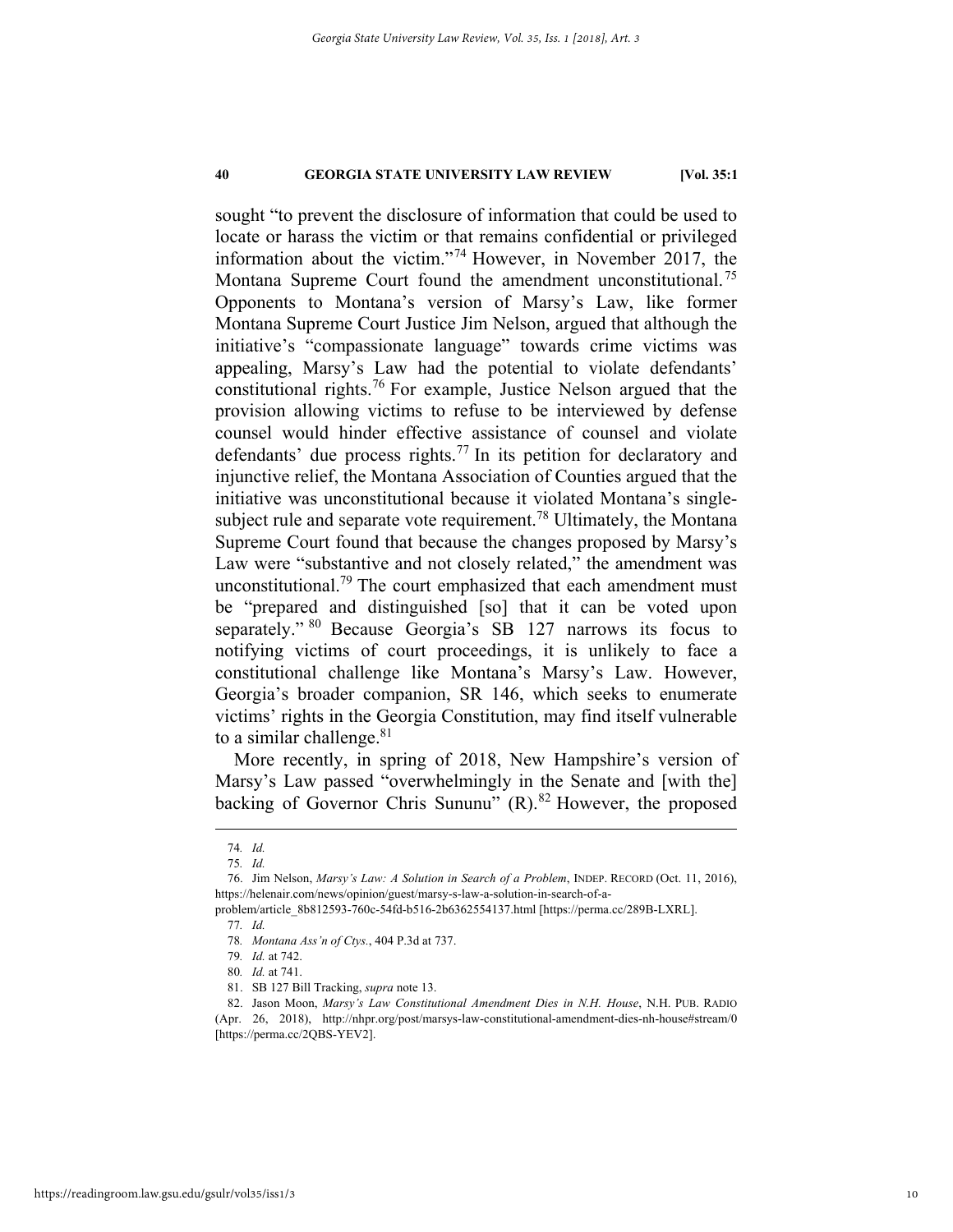sought "to prevent the disclosure of information that could be used to locate or harass the victim or that remains confidential or privileged information about the victim."[74] However, in November 2017, the Montana Supreme Court found the amendment unconstitutional.[75] Opponents to Montana's version of Marsy's Law, like former Montana Supreme Court Justice Jim Nelson, argued that although the initiative's "compassionate language" towards crime victims was appealing, Marsy's Law had the potential to violate defendants' constitutional rights.[76] For example, Justice Nelson argued that the provision allowing victims to refuse to be interviewed by defense counsel would hinder effective assistance of counsel and violate defendants' due process rights.[77] In its petition for declaratory and injunctive relief, the Montana Association of Counties argued that the initiative was unconstitutional because it violated Montana's single-subject rule and separate vote requirement.[78] Ultimately, the Montana Supreme Court found that because the changes proposed by Marsy's Law were "substantive and not closely related," the amendment was unconstitutional.[79] The court emphasized that each amendment must be "prepared and distinguished [so] that it can be voted upon separately."[80] Because Georgia's SB 127 narrows its focus to notifying victims of court proceedings, it is unlikely to face a constitutional challenge like Montana's Marsy's Law. However, Georgia's broader companion, SR 146, which seeks to enumerate victims' rights in the Georgia Constitution, may find itself vulnerable to a similar challenge.[81]

More recently, in spring of 2018, New Hampshire's version of Marsy's Law passed "overwhelmingly in the Senate and [with the] backing of Governor Chris Sununu" (R).[82] However, the proposed

---

74. *Id.*

75. *Id.*

76. Jim Nelson, *Marsy's Law: A Solution in Search of a Problem*, INDEP. RECORD (Oct. 11, 2016), https://helenair.com/news/opinion/guest/marsy-s-law-a-solution-in-search-of-a-problem/article_8b812593-760c-54fd-b516-2b6362554137.html [https://perma.cc/289B-LXRL].

77. *Id.*

78. *Montana Ass'n of Ctys.*, 404 P.3d at 737.

79. *Id.* at 742.

80. *Id.* at 741.

81. SB 127 Bill Tracking, *supra* note 13.

82. Jason Moon, *Marsy's Law Constitutional Amendment Dies in N.H. House*, N.H. PUB. RADIO (Apr. 26, 2018), http://nhpr.org/post/marsys-law-constitutional-amendment-dies-nh-house#stream/0 [https://perma.cc/2QBS-YEV2].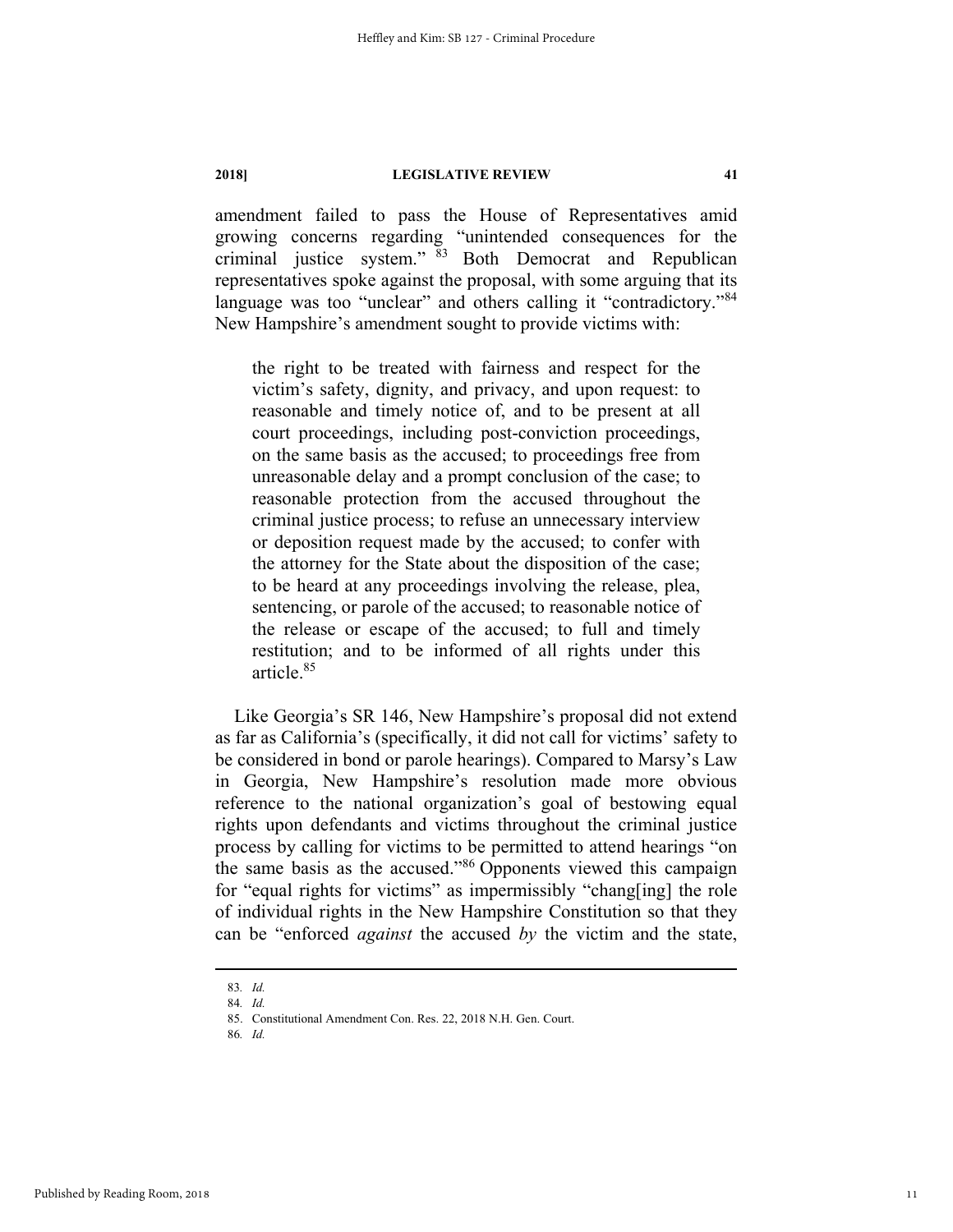amendment failed to pass the House of Representatives amid growing concerns regarding "unintended consequences for the criminal justice system." [83] Both Democrat and Republican representatives spoke against the proposal, with some arguing that its language was too "unclear" and others calling it "contradictory."[84] New Hampshire's amendment sought to provide victims with:

> the right to be treated with fairness and respect for the victim's safety, dignity, and privacy, and upon request: to reasonable and timely notice of, and to be present at all court proceedings, including post-conviction proceedings, on the same basis as the accused; to proceedings free from unreasonable delay and a prompt conclusion of the case; to reasonable protection from the accused throughout the criminal justice process; to refuse an unnecessary interview or deposition request made by the accused; to confer with the attorney for the State about the disposition of the case; to be heard at any proceedings involving the release, plea, sentencing, or parole of the accused; to reasonable notice of the release or escape of the accused; to full and timely restitution; and to be informed of all rights under this article.[85]

Like Georgia's SR 146, New Hampshire's proposal did not extend as far as California's (specifically, it did not call for victims' safety to be considered in bond or parole hearings). Compared to Marsy's Law in Georgia, New Hampshire's resolution made more obvious reference to the national organization's goal of bestowing equal rights upon defendants and victims throughout the criminal justice process by calling for victims to be permitted to attend hearings "on the same basis as the accused."[86] Opponents viewed this campaign for "equal rights for victims" as impermissibly "chang[ing] the role of individual rights in the New Hampshire Constitution so that they can be "enforced *against* the accused *by* the victim and the state,

---

83. *Id.*
84. *Id.*
85. Constitutional Amendment Con. Res. 22, 2018 N.H. Gen. Court.
86. *Id.*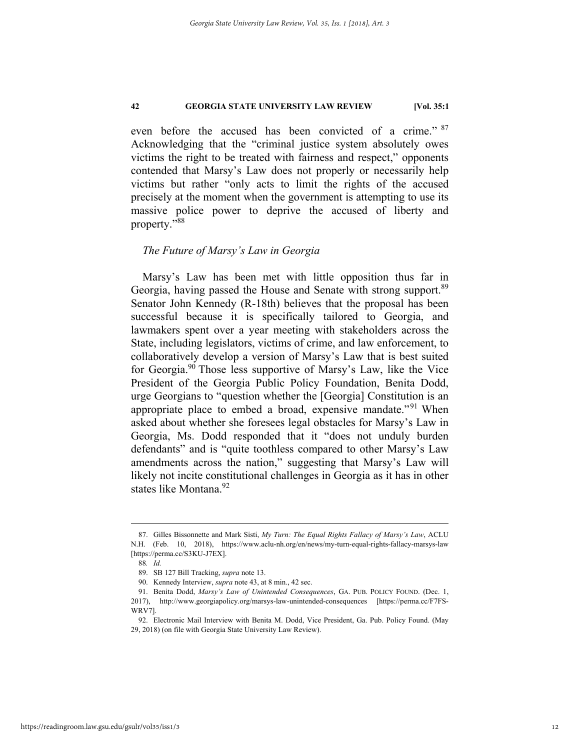even before the accused has been convicted of a crime."[87] Acknowledging that the "criminal justice system absolutely owes victims the right to be treated with fairness and respect," opponents contended that Marsy's Law does not properly or necessarily help victims but rather "only acts to limit the rights of the accused precisely at the moment when the government is attempting to use its massive police power to deprive the accused of liberty and property."[88]

### *The Future of Marsy's Law in Georgia*

Marsy's Law has been met with little opposition thus far in Georgia, having passed the House and Senate with strong support.[89] Senator John Kennedy (R-18th) believes that the proposal has been successful because it is specifically tailored to Georgia, and lawmakers spent over a year meeting with stakeholders across the State, including legislators, victims of crime, and law enforcement, to collaboratively develop a version of Marsy's Law that is best suited for Georgia.[90] Those less supportive of Marsy's Law, like the Vice President of the Georgia Public Policy Foundation, Benita Dodd, urge Georgians to "question whether the [Georgia] Constitution is an appropriate place to embed a broad, expensive mandate."[91] When asked about whether she foresees legal obstacles for Marsy's Law in Georgia, Ms. Dodd responded that it "does not unduly burden defendants" and is "quite toothless compared to other Marsy's Law amendments across the nation," suggesting that Marsy's Law will likely not incite constitutional challenges in Georgia as it has in other states like Montana.[92]

---

87. Gilles Bissonnette and Mark Sisti, *My Turn: The Equal Rights Fallacy of Marsy's Law*, ACLU N.H. (Feb. 10, 2018), https://www.aclu-nh.org/en/news/my-turn-equal-rights-fallacy-marsys-law [https://perma.cc/S3KU-J7EX].

88. *Id.*

89. SB 127 Bill Tracking, *supra* note 13.

90. Kennedy Interview, *supra* note 43, at 8 min., 42 sec.

91. Benita Dodd, *Marsy's Law of Unintended Consequences*, GA. PUB. POLICY FOUND. (Dec. 1, 2017), http://www.georgiapolicy.org/marsys-law-unintended-consequences [https://perma.cc/F7FS-WRV7].

92. Electronic Mail Interview with Benita M. Dodd, Vice President, Ga. Pub. Policy Found. (May 29, 2018) (on file with Georgia State University Law Review).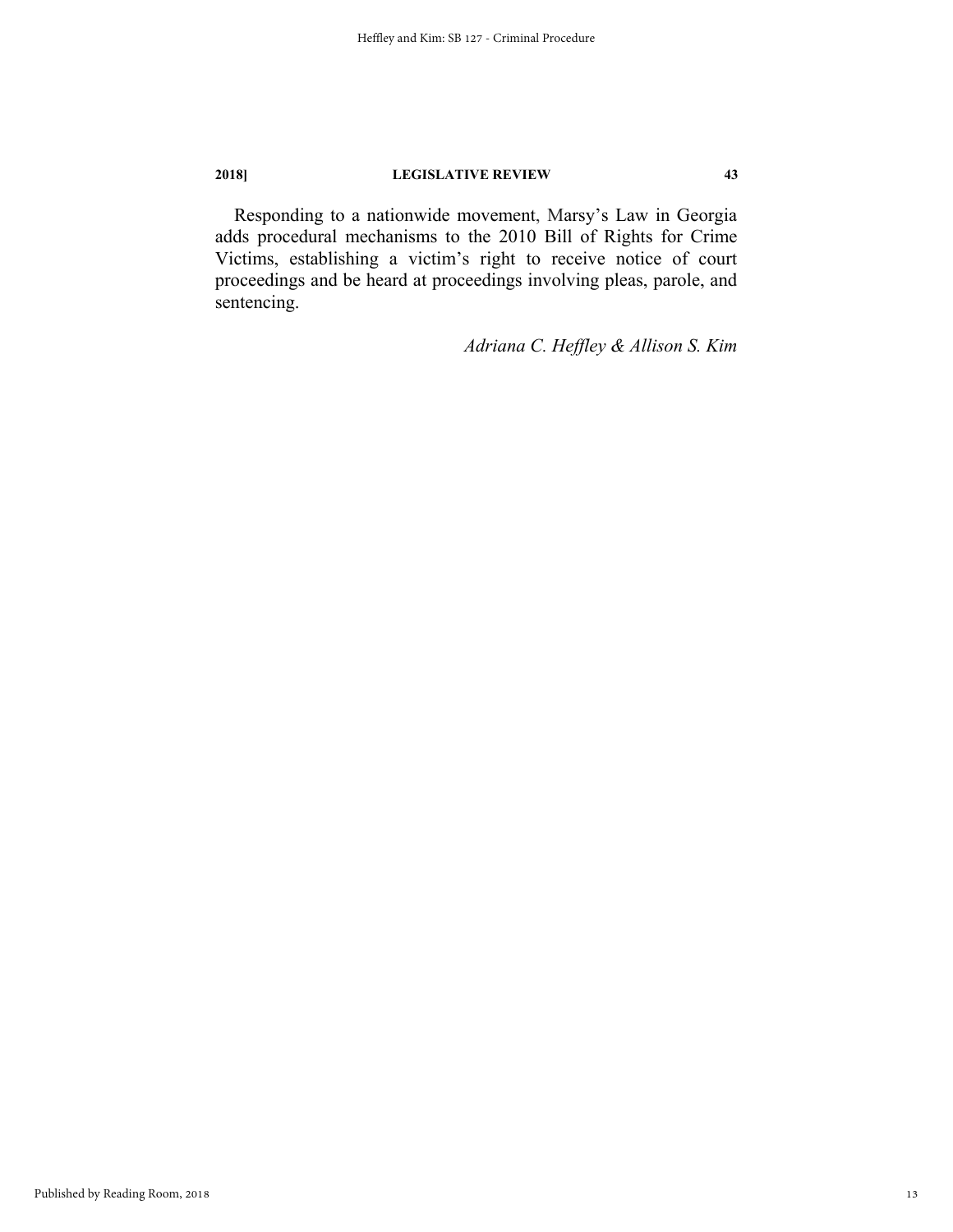Responding to a nationwide movement, Marsy's Law in Georgia adds procedural mechanisms to the 2010 Bill of Rights for Crime Victims, establishing a victim's right to receive notice of court proceedings and be heard at proceedings involving pleas, parole, and sentencing.

*Adriana C. Heffley & Allison S. Kim*